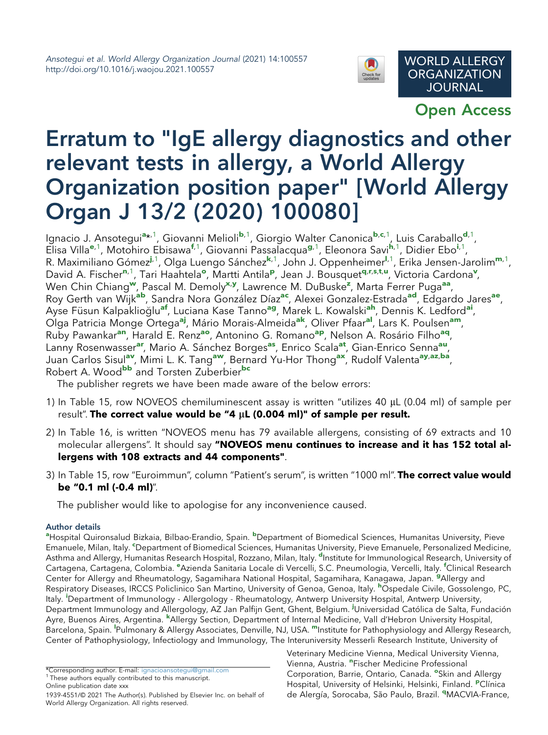# Erratum to "IgE allergy diagnostics and other relevant tests in allergy, a World Allergy Organization position paper" [World Allergy Organ J 13/2 (2020) 100080]

Ignacio J. Ansotegui[a*,1], Giovanni Melioli[b,1], Giorgio Walter Canonica[b,c,1], Luis Caraballo[d,1], Elisa Villa[e,1], Motohiro Ebisawa[f,1], Giovanni Passalacqua[g,1], Eleonora Savi[h,1], Didier Ebo[i,1], R. Maximiliano Gómez[j,1], Olga Luengo Sánchez[k,1], John J. Oppenheimer[l,1], Erika Jensen-Jarolim[m,1], David A. Fischer[n,1], Tari Haahtela[o], Martti Antila[p], Jean J. Bousquet[q,r,s,t,u], Victoria Cardona[v], Wen Chin Chiang[w], Pascal M. Demoly[x,y], Lawrence M. DuBuske[z], Marta Ferrer Puga[aa], Roy Gerth van Wijk[ab], Sandra Nora González Díaz[ac], Alexei Gonzalez-Estrada[ad], Edgardo Jares[ae], Ayse Füsun Kalpaklioğlu[af], Luciana Kase Tanno[ag], Marek L. Kowalski[ah], Dennis K. Ledford[ai], Olga Patricia Monge Ortega[aj], Mário Morais-Almeida[ak], Oliver Pfaar[al], Lars K. Poulsen[am], Ruby Pawankar[an], Harald E. Renz[ao], Antonino G. Romano[ap], Nelson A. Rosário Filho[aq], Lanny Rosenwasser[ar], Mario A. Sánchez Borges[as], Enrico Scala[at], Gian-Enrico Senna[au], Juan Carlos Sisul[av], Mimi L. K. Tang[aw], Bernard Yu-Hor Thong[ax], Rudolf Valenta[ay,az,ba], Robert A. Wood[bb] and Torsten Zuberbier[bc]

The publisher regrets we have been made aware of the below errors:

1) In Table 15, row NOVEOS chemiluminescent assay is written "utilizes 40 µL (0.04 ml) of sample per result". **The correct value would be "4 µL (0.004 ml)" of sample per result.**

2) In Table 16, is written "NOVEOS menu has 79 available allergens, consisting of 69 extracts and 10 molecular allergens". It should say **"NOVEOS menu continues to increase and it has 152 total allergens with 108 extracts and 44 components"**.

3) In Table 15, row "Euroimmun", column "Patient's serum", is written "1000 ml". **The correct value would be "0.1 ml (-0.4 ml)"**.

The publisher would like to apologise for any inconvenience caused.

## Author details

[a]Hospital Quironsalud Bizkaia, Bilbao-Erandio, Spain. [b]Department of Biomedical Sciences, Humanitas University, Pieve Emanuele, Milan, Italy. [c]Department of Biomedical Sciences, Humanitas University, Pieve Emanuele, Personalized Medicine, Asthma and Allergy, Humanitas Research Hospital, Rozzano, Milan, Italy. [d]Institute for Immunological Research, University of Cartagena, Cartagena, Colombia. [e]Azienda Sanitaria Locale di Vercelli, S.C. Pneumologia, Vercelli, Italy. [f]Clinical Research Center for Allergy and Rheumatology, Sagamihara National Hospital, Sagamihara, Kanagawa, Japan. [g]Allergy and Respiratory Diseases, IRCCS Policlinico San Martino, University of Genoa, Genoa, Italy. [h]Ospedale Civile, Gossolengo, PC, Italy. [i]Department of Immunology - Allergology - Rheumatology, Antwerp University Hospital, Antwerp University, Department Immunology and Allergology, AZ Jan Palfijn Gent, Ghent, Belgium. [j]Universidad Católica de Salta, Fundación Ayre, Buenos Aires, Argentina. [k]Allergy Section, Department of Internal Medicine, Vall d'Hebron University Hospital, Barcelona, Spain. [l]Pulmonary & Allergy Associates, Denville, NJ, USA. [m]Institute for Pathophysiology and Allergy Research, Center of Pathophysiology, Infectiology and Immunology, The Interuniversity Messerli Research Institute, University of Veterinary Medicine Vienna, Medical University Vienna, Vienna, Austria. [n]Fischer Medicine Professional Corporation, Barrie, Ontario, Canada. [o]Skin and Allergy Hospital, University of Helsinki, Helsinki, Finland. [p]Clínica de Alergía, Sorocaba, São Paulo, Brazil. [q]MACVIA-France,

*Corresponding author. E-mail: ignacioansotegui@gmail.com

[1] These authors equally contributed to this manuscript.

Online publication date xxx

1939-4551/© 2021 The Author(s). Published by Elsevier Inc. on behalf of World Allergy Organization. All rights reserved.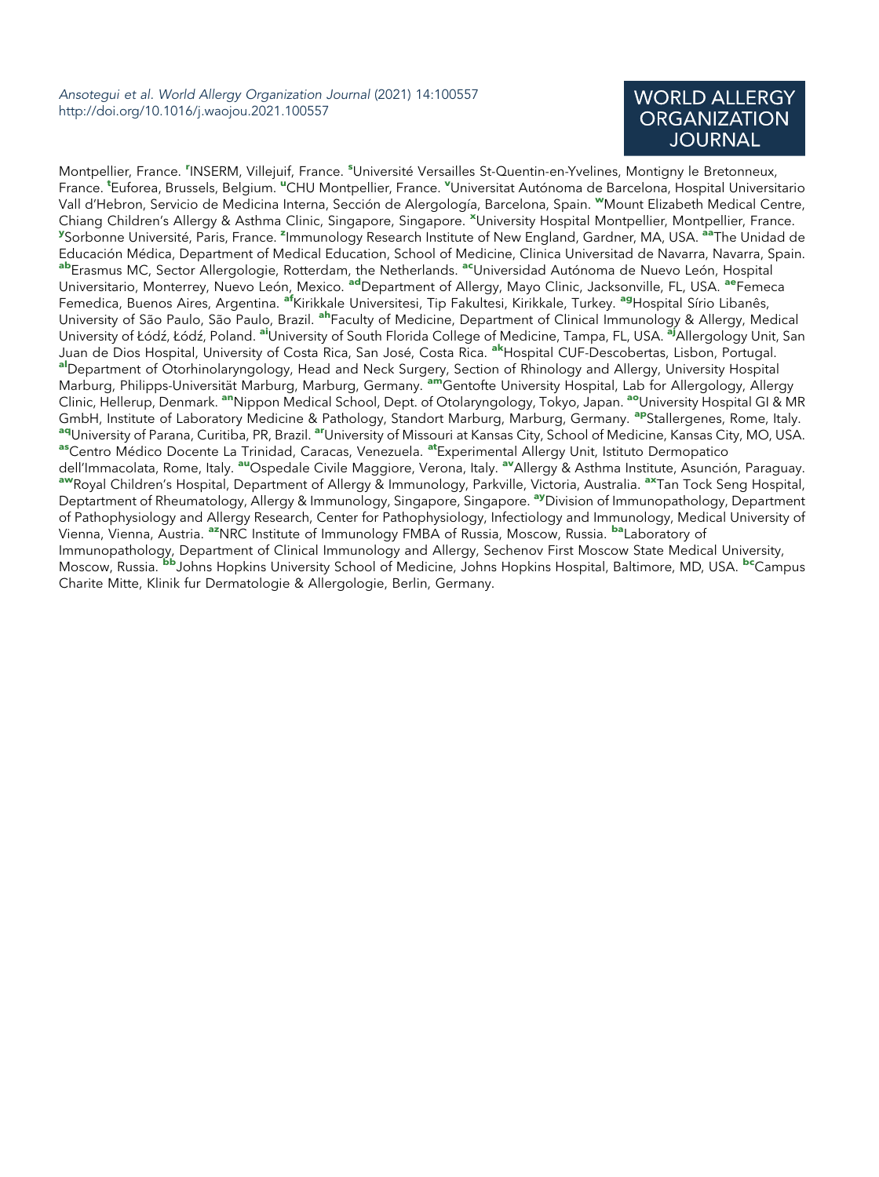Montpellier, France. [r]INSERM, Villejuif, France. [s]Université Versailles St-Quentin-en-Yvelines, Montigny le Bretonneux, France. [t]Euforea, Brussels, Belgium. [u]CHU Montpellier, France. [v]Universitat Autónoma de Barcelona, Hospital Universitario Vall d'Hebron, Servicio de Medicina Interna, Sección de Alergología, Barcelona, Spain. [w]Mount Elizabeth Medical Centre, Chiang Children's Allergy & Asthma Clinic, Singapore, Singapore. [x]University Hospital Montpellier, Montpellier, France. [y]Sorbonne Université, Paris, France. [z]Immunology Research Institute of New England, Gardner, MA, USA. [aa]The Unidad de Educación Médica, Department of Medical Education, School of Medicine, Clinica Universitad de Navarra, Navarra, Spain. [ab]Erasmus MC, Sector Allergologie, Rotterdam, the Netherlands. [ac]Universidad Autónoma de Nuevo León, Hospital Universitario, Monterrey, Nuevo León, Mexico. [ad]Department of Allergy, Mayo Clinic, Jacksonville, FL, USA. [ae]Femeca Femedica, Buenos Aires, Argentina. [af]Kirikkale Universitesi, Tip Fakultesi, Kirikkale, Turkey. [ag]Hospital Sírio Libanês, University of São Paulo, São Paulo, Brazil. [ah]Faculty of Medicine, Department of Clinical Immunology & Allergy, Medical University of Łódź, Łódź, Poland. [ai]University of South Florida College of Medicine, Tampa, FL, USA. [aj]Allergology Unit, San Juan de Dios Hospital, University of Costa Rica, San José, Costa Rica. [ak]Hospital CUF-Descobertas, Lisbon, Portugal. [al]Department of Otorhinolaryngology, Head and Neck Surgery, Section of Rhinology and Allergy, University Hospital Marburg, Philipps-Universität Marburg, Marburg, Germany. [am]Gentofte University Hospital, Lab for Allergology, Allergy Clinic, Hellerup, Denmark. [an]Nippon Medical School, Dept. of Otolaryngology, Tokyo, Japan. [ao]University Hospital GI & MR GmbH, Institute of Laboratory Medicine & Pathology, Standort Marburg, Marburg, Germany. [ap]Stallergenes, Rome, Italy. [aq]University of Parana, Curitiba, PR, Brazil. [ar]University of Missouri at Kansas City, School of Medicine, Kansas City, MO, USA. [as]Centro Médico Docente La Trinidad, Caracas, Venezuela. [at]Experimental Allergy Unit, Istituto Dermopatico dell'Immacolata, Rome, Italy. [au]Ospedale Civile Maggiore, Verona, Italy. [av]Allergy & Asthma Institute, Asunción, Paraguay. [aw]Royal Children's Hospital, Department of Allergy & Immunology, Parkville, Victoria, Australia. [ax]Tan Tock Seng Hospital, Deptartment of Rheumatology, Allergy & Immunology, Singapore, Singapore. [ay]Division of Immunopathology, Department of Pathophysiology and Allergy Research, Center for Pathophysiology, Infectiology and Immunology, Medical University of Vienna, Vienna, Austria. [az]NRC Institute of Immunology FMBA of Russia, Moscow, Russia. [ba]Laboratory of Immunopathology, Department of Clinical Immunology and Allergy, Sechenov First Moscow State Medical University, Moscow, Russia. [bb]Johns Hopkins University School of Medicine, Johns Hopkins Hospital, Baltimore, MD, USA. [bc]Campus Charite Mitte, Klinik fur Dermatologie & Allergologie, Berlin, Germany.